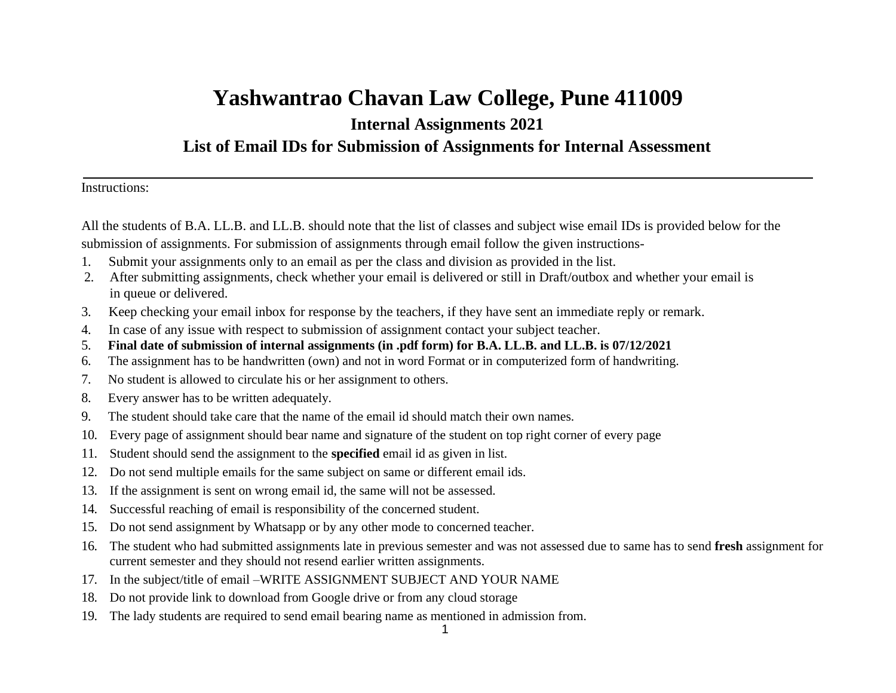# Yashwantrao Chavan Law College, Pune 411009

## Internal Assignments 2021

## List of Email IDs for Submission of Assignments for Internal Assessment

---

Instructions:

All the students of B.A. LL.B. and LL.B. should note that the list of classes and subject wise email IDs is provided below for the submission of assignments. For submission of assignments through email follow the given instructions-

1. Submit your assignments only to an email as per the class and division as provided in the list.
2. After submitting assignments, check whether your email is delivered or still in Draft/outbox and whether your email is in queue or delivered.
3. Keep checking your email inbox for response by the teachers, if they have sent an immediate reply or remark.
4. In case of any issue with respect to submission of assignment contact your subject teacher.
5. **Final date of submission of internal assignments (in .pdf form) for B.A. LL.B. and LL.B. is 07/12/2021**
6. The assignment has to be handwritten (own) and not in word Format or in computerized form of handwriting.
7. No student is allowed to circulate his or her assignment to others.
8. Every answer has to be written adequately.
9. The student should take care that the name of the email id should match their own names.
10. Every page of assignment should bear name and signature of the student on top right corner of every page
11. Student should send the assignment to the **specified** email id as given in list.
12. Do not send multiple emails for the same subject on same or different email ids.
13. If the assignment is sent on wrong email id, the same will not be assessed.
14. Successful reaching of email is responsibility of the concerned student.
15. Do not send assignment by Whatsapp or by any other mode to concerned teacher.
16. The student who had submitted assignments late in previous semester and was not assessed due to same has to send **fresh** assignment for current semester and they should not resend earlier written assignments.
17. In the subject/title of email –WRITE ASSIGNMENT SUBJECT AND YOUR NAME
18. Do not provide link to download from Google drive or from any cloud storage
19. The lady students are required to send email bearing name as mentioned in admission from.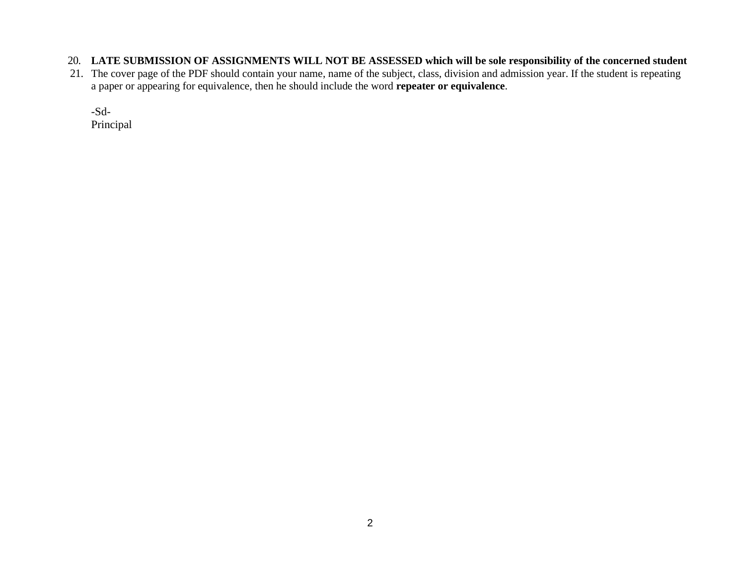20. **LATE SUBMISSION OF ASSIGNMENTS WILL NOT BE ASSESSED which will be sole responsibility of the concerned student**
21. The cover page of the PDF should contain your name, name of the subject, class, division and admission year. If the student is repeating a paper or appearing for equivalence, then he should include the word **repeater or equivalence**.

-Sd-
Principal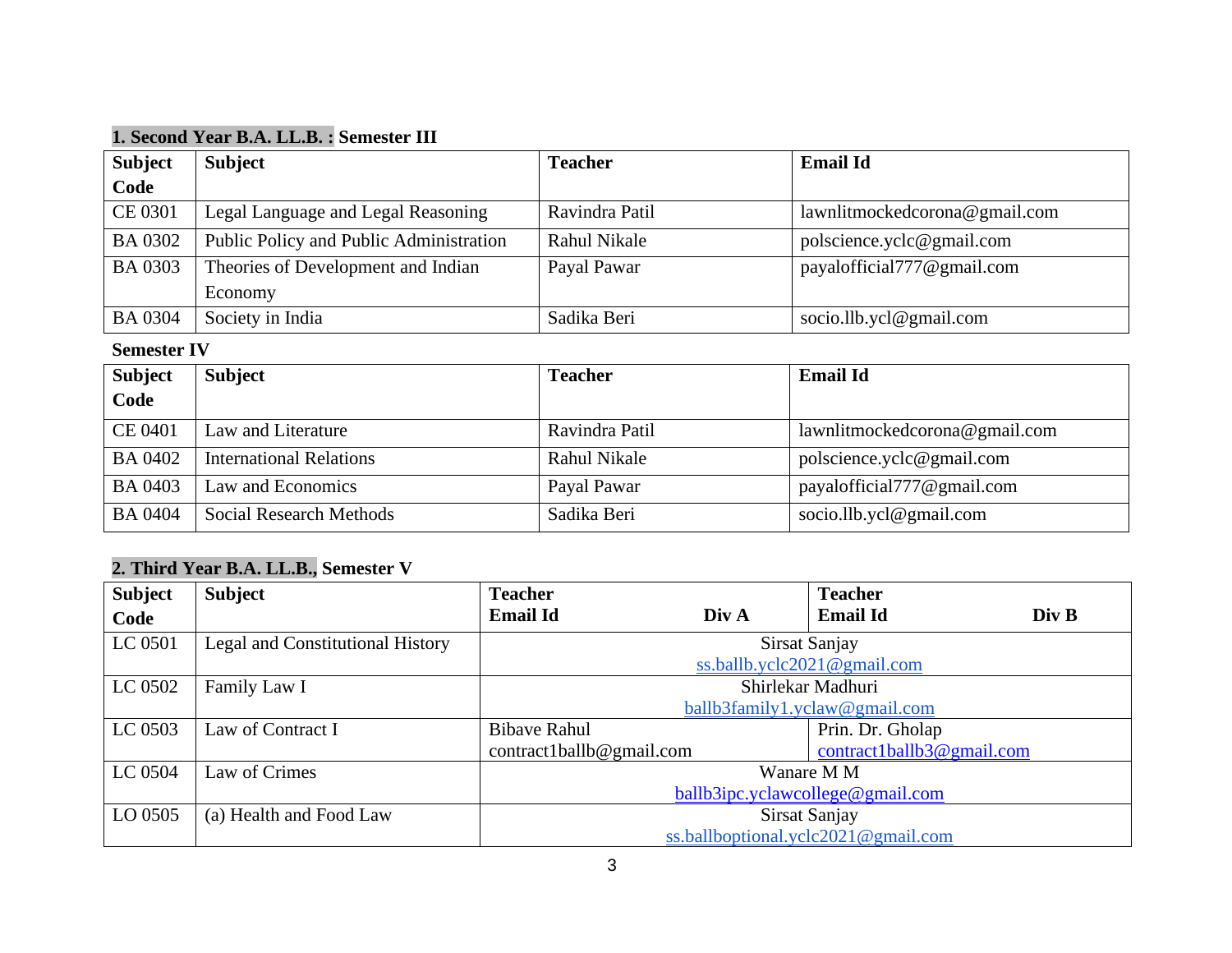**1. Second Year B.A. LL.B. : Semester III**

| Subject Code | Subject | Teacher | Email Id |
|---|---|---|---|
| CE 0301 | Legal Language and Legal Reasoning | Ravindra Patil | lawnlitmockedcorona@gmail.com |
| BA 0302 | Public Policy and Public Administration | Rahul Nikale | polscience.yclc@gmail.com |
| BA 0303 | Theories of Development and Indian Economy | Payal Pawar | payalofficial777@gmail.com |
| BA 0304 | Society in India | Sadika Beri | socio.llb.ycl@gmail.com |

**Semester IV**

| Subject Code | Subject | Teacher | Email Id |
|---|---|---|---|
| CE 0401 | Law and Literature | Ravindra Patil | lawnlitmockedcorona@gmail.com |
| BA 0402 | International Relations | Rahul Nikale | polscience.yclc@gmail.com |
| BA 0403 | Law and Economics | Payal Pawar | payalofficial777@gmail.com |
| BA 0404 | Social Research Methods | Sadika Beri | socio.llb.ycl@gmail.com |

**2. Third Year B.A. LL.B., Semester V**

| Subject Code | Subject | Teacher Email Id Div A | Teacher Email Id Div B |
|---|---|---|---|
| LC 0501 | Legal and Constitutional History | Sirsat Sanjay ss.ballb.yclc2021@gmail.com | |
| LC 0502 | Family Law I | Shirlekar Madhuri ballb3family1.yclaw@gmail.com | |
| LC 0503 | Law of Contract I | Bibave Rahul contract1ballb@gmail.com | Prin. Dr. Gholap contract1ballb3@gmail.com |
| LC 0504 | Law of Crimes | Wanare M M ballb3ipc.yclawcollege@gmail.com | |
| LO 0505 | (a) Health and Food Law | Sirsat Sanjay ss.ballboptional.yclc2021@gmail.com | |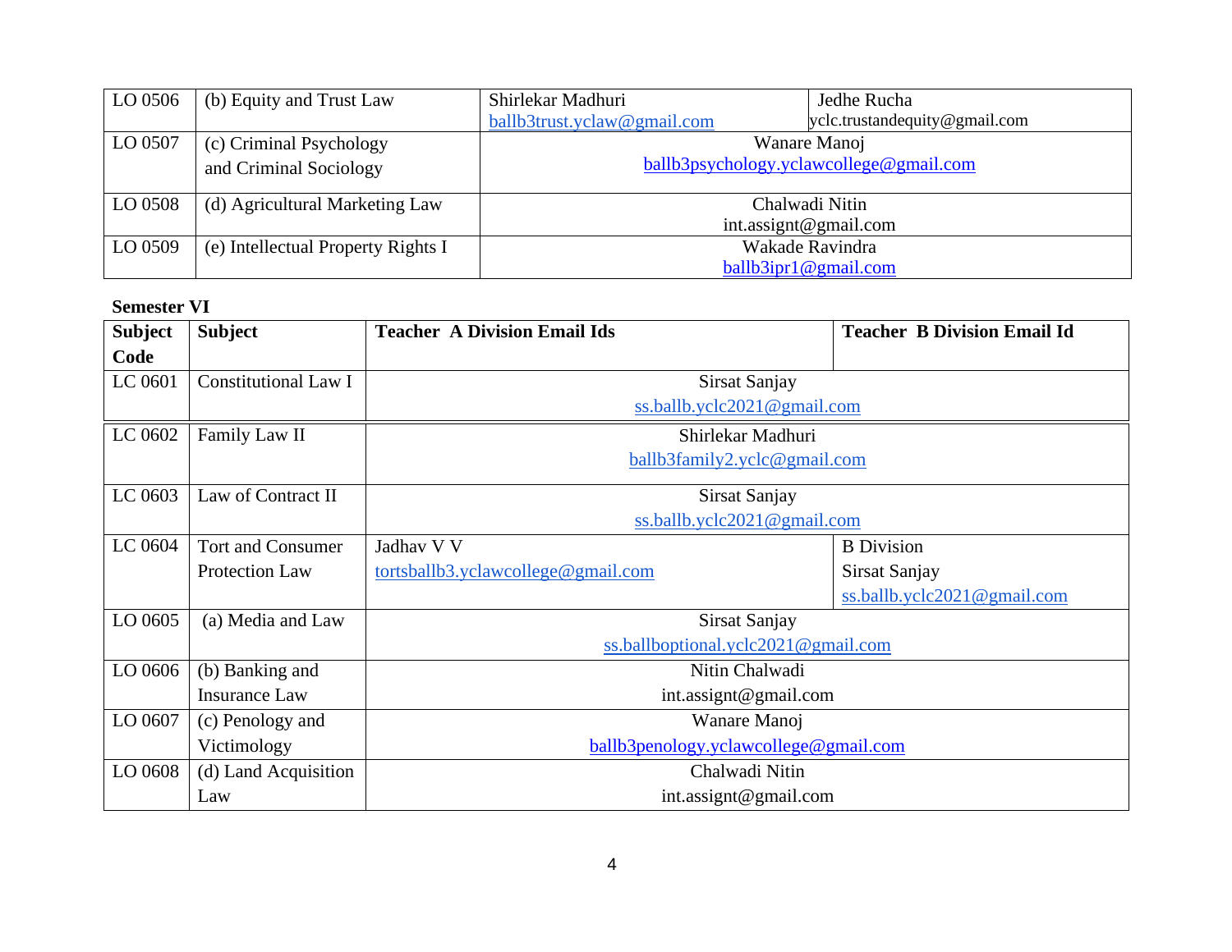| | | | |
|---|---|---|---|
| LO 0506 | (b) Equity and Trust Law | Shirlekar Madhuri ballb3trust.yclaw@gmail.com | Jedhe Rucha yclc.trustandequity@gmail.com |
| LO 0507 | (c) Criminal Psychology and Criminal Sociology | Wanare Manoj ballb3psychology.yclawcollege@gmail.com | |
| LO 0508 | (d) Agricultural Marketing Law | Chalwadi Nitin int.assignt@gmail.com | |
| LO 0509 | (e) Intellectual Property Rights I | Wakade Ravindra ballb3ipr1@gmail.com | |

**Semester VI**

| Subject Code | Subject | Teacher A Division Email Ids | Teacher B Division Email Id |
|---|---|---|---|
| LC 0601 | Constitutional Law I | Sirsat Sanjay ss.ballb.yclc2021@gmail.com | |
| LC 0602 | Family Law II | Shirlekar Madhuri ballb3family2.yclc@gmail.com | |
| LC 0603 | Law of Contract II | Sirsat Sanjay ss.ballb.yclc2021@gmail.com | |
| LC 0604 | Tort and Consumer Protection Law | Jadhav V V tortsballb3.yclawcollege@gmail.com | B Division Sirsat Sanjay ss.ballb.yclc2021@gmail.com |
| LO 0605 | (a) Media and Law | Sirsat Sanjay ss.ballboptional.yclc2021@gmail.com | |
| LO 0606 | (b) Banking and Insurance Law | Nitin Chalwadi int.assignt@gmail.com | |
| LO 0607 | (c) Penology and Victimology | Wanare Manoj ballb3penology.yclawcollege@gmail.com | |
| LO 0608 | (d) Land Acquisition Law | Chalwadi Nitin int.assignt@gmail.com | |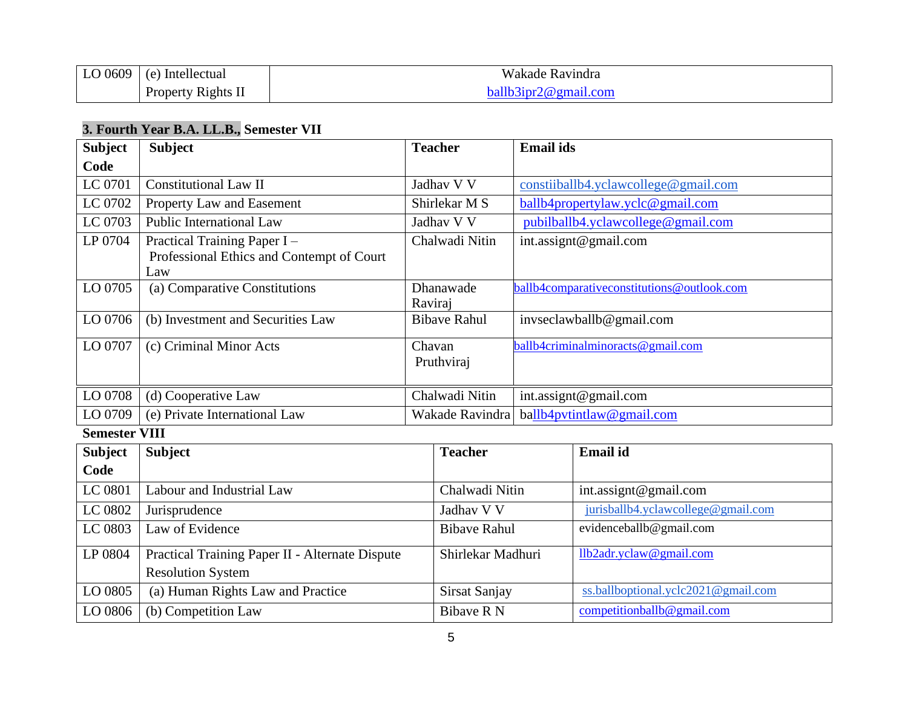| LO 0609 | (e) Intellectual Property Rights II | Wakade Ravindra ballb3ipr2@gmail.com |
|---|---|---|

### 3. Fourth Year B.A. LL.B., Semester VII

| Subject Code | Subject | Teacher | Email ids |
|---|---|---|---|
| LC 0701 | Constitutional Law II | Jadhav V V | constiiballb4.yclawcollege@gmail.com |
| LC 0702 | Property Law and Easement | Shirlekar M S | ballb4propertylaw.yclc@gmail.com |
| LC 0703 | Public International Law | Jadhav V V | pubilballb4.yclawcollege@gmail.com |
| LP 0704 | Practical Training Paper I – Professional Ethics and Contempt of Court Law | Chalwadi Nitin | int.assignt@gmail.com |
| LO 0705 | (a) Comparative Constitutions | Dhanawade Raviraj | ballb4comparativeconstitutions@outlook.com |
| LO 0706 | (b) Investment and Securities Law | Bibave Rahul | invseclawballb@gmail.com |
| LO 0707 | (c) Criminal Minor Acts | Chavan Pruthviraj | ballb4criminalminoracts@gmail.com |
| LO 0708 | (d) Cooperative Law | Chalwadi Nitin | int.assignt@gmail.com |
| LO 0709 | (e) Private International Law | Wakade Ravindra | ballb4pvtintlaw@gmail.com |

**Semester VIII**

| Subject Code | Subject | Teacher | Email id |
|---|---|---|---|
| LC 0801 | Labour and Industrial Law | Chalwadi Nitin | int.assignt@gmail.com |
| LC 0802 | Jurisprudence | Jadhav V V | jurisballb4.yclawcollege@gmail.com |
| LC 0803 | Law of Evidence | Bibave Rahul | evidenceballb@gmail.com |
| LP 0804 | Practical Training Paper II - Alternate Dispute Resolution System | Shirlekar Madhuri | llb2adr.yclaw@gmail.com |
| LO 0805 | (a) Human Rights Law and Practice | Sirsat Sanjay | ss.ballboptional.yclc2021@gmail.com |
| LO 0806 | (b) Competition Law | Bibave R N | competitionballb@gmail.com |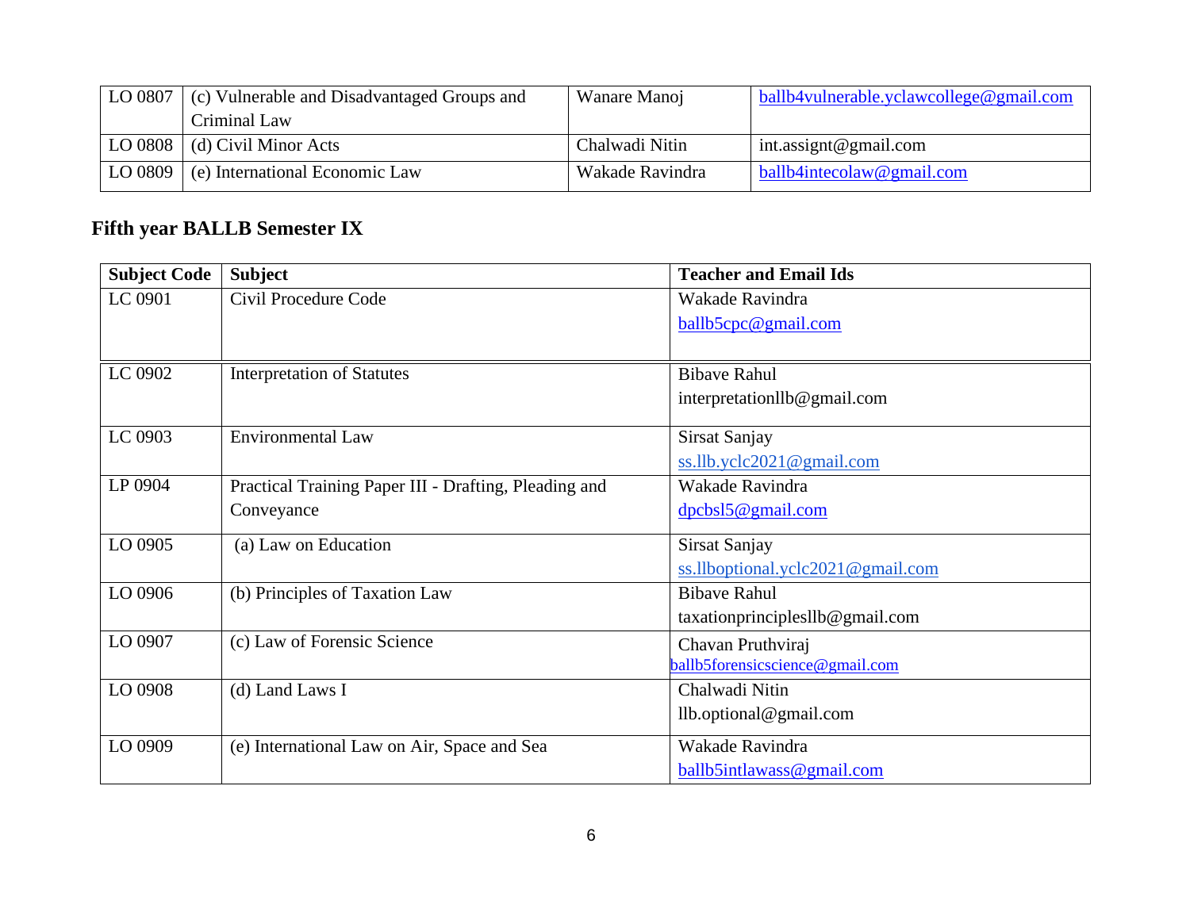| | | | |
|---|---|---|---|
| LO 0807 | (c) Vulnerable and Disadvantaged Groups and Criminal Law | Wanare Manoj | ballb4vulnerable.yclawcollege@gmail.com |
| LO 0808 | (d) Civil Minor Acts | Chalwadi Nitin | int.assignt@gmail.com |
| LO 0809 | (e) International Economic Law | Wakade Ravindra | ballb4intecolaw@gmail.com |

## Fifth year BALLB Semester IX

| Subject Code | Subject | Teacher and Email Ids |
|---|---|---|
| LC 0901 | Civil Procedure Code | Wakade Ravindra<br>ballb5cpc@gmail.com |
| LC 0902 | Interpretation of Statutes | Bibave Rahul<br>interpretationllb@gmail.com |
| LC 0903 | Environmental Law | Sirsat Sanjay<br>ss.llb.yclc2021@gmail.com |
| LP 0904 | Practical Training Paper III - Drafting, Pleading and Conveyance | Wakade Ravindra<br>dpcbsl5@gmail.com |
| LO 0905 | (a) Law on Education | Sirsat Sanjay<br>ss.llboptional.yclc2021@gmail.com |
| LO 0906 | (b) Principles of Taxation Law | Bibave Rahul<br>taxationprinciplesllb@gmail.com |
| LO 0907 | (c) Law of Forensic Science | Chavan Pruthviraj<br>ballb5forensicscience@gmail.com |
| LO 0908 | (d) Land Laws I | Chalwadi Nitin<br>llb.optional@gmail.com |
| LO 0909 | (e) International Law on Air, Space and Sea | Wakade Ravindra<br>ballb5intlawass@gmail.com |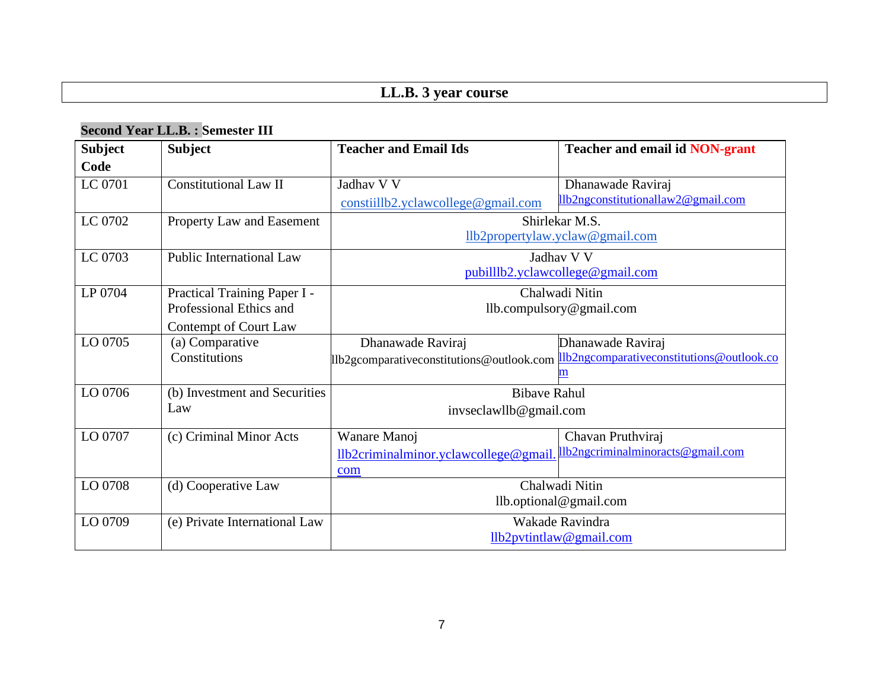# LL.B. 3 year course

**Second Year LL.B. : Semester III**

| Subject Code | Subject | Teacher and Email Ids | Teacher and email id NON-grant |
|---|---|---|---|
| LC 0701 | Constitutional Law II | Jadhav V V constiillb2.yclawcollege@gmail.com | Dhanawade Raviraj llb2ngconstitutionallaw2@gmail.com |
| LC 0702 | Property Law and Easement | Shirlekar M.S. llb2propertylaw.yclaw@gmail.com | |
| LC 0703 | Public International Law | Jadhav V V pubilllb2.yclawcollege@gmail.com | |
| LP 0704 | Practical Training Paper I - Professional Ethics and Contempt of Court Law | Chalwadi Nitin llb.compulsory@gmail.com | |
| LO 0705 | (a) Comparative Constitutions | Dhanawade Raviraj llb2gcomparativeconstitutions@outlook.com | Dhanawade Raviraj llb2ngcomparativeconstitutions@outlook.com |
| LO 0706 | (b) Investment and Securities Law | Bibave Rahul invseclawllb@gmail.com | |
| LO 0707 | (c) Criminal Minor Acts | Wanare Manoj llb2criminalminor.yclawcollege@gmail.com | Chavan Pruthviraj llb2ngcriminalminoracts@gmail.com |
| LO 0708 | (d) Cooperative Law | Chalwadi Nitin llb.optional@gmail.com | |
| LO 0709 | (e) Private International Law | Wakade Ravindra llb2pvtintlaw@gmail.com | |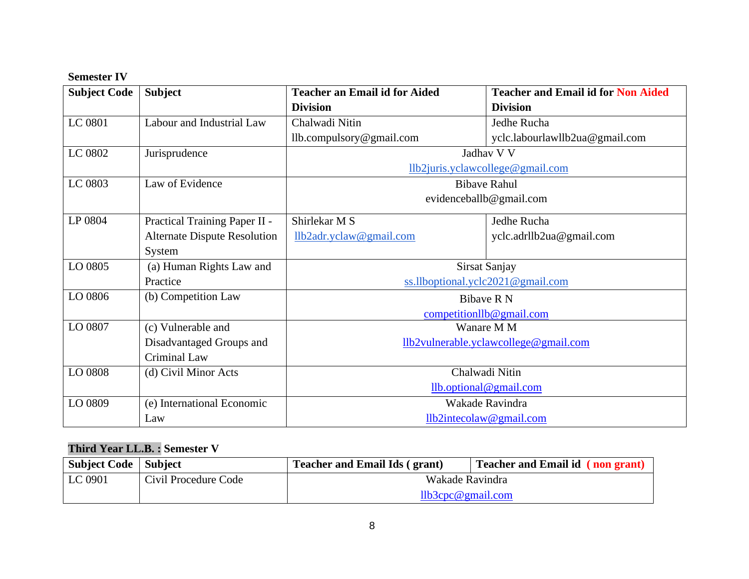**Semester IV**

| Subject Code | Subject | Teacher an Email id for Aided Division | Teacher and Email id for Non Aided Division |
|---|---|---|---|
| LC 0801 | Labour and Industrial Law | Chalwadi Nitin llb.compulsory@gmail.com | Jedhe Rucha yclc.labourlawllb2ua@gmail.com |
| LC 0802 | Jurisprudence | Jadhav V V llb2juris.yclawcollege@gmail.com | |
| LC 0803 | Law of Evidence | Bibave Rahul evidenceballb@gmail.com | |
| LP 0804 | Practical Training Paper II - Alternate Dispute Resolution System | Shirlekar M S llb2adr.yclaw@gmail.com | Jedhe Rucha yclc.adrllb2ua@gmail.com |
| LO 0805 | (a) Human Rights Law and Practice | Sirsat Sanjay ss.llboptional.yclc2021@gmail.com | |
| LO 0806 | (b) Competition Law | Bibave R N competitionllb@gmail.com | |
| LO 0807 | (c) Vulnerable and Disadvantaged Groups and Criminal Law | Wanare M M llb2vulnerable.yclawcollege@gmail.com | |
| LO 0808 | (d) Civil Minor Acts | Chalwadi Nitin llb.optional@gmail.com | |
| LO 0809 | (e) International Economic Law | Wakade Ravindra llb2intecolaw@gmail.com | |

**Third Year LL.B. : Semester V**

| Subject Code | Subject | Teacher and Email Ids ( grant) | Teacher and Email id ( non grant) |
|---|---|---|---|
| LC 0901 | Civil Procedure Code | Wakade Ravindra llb3cpc@gmail.com | |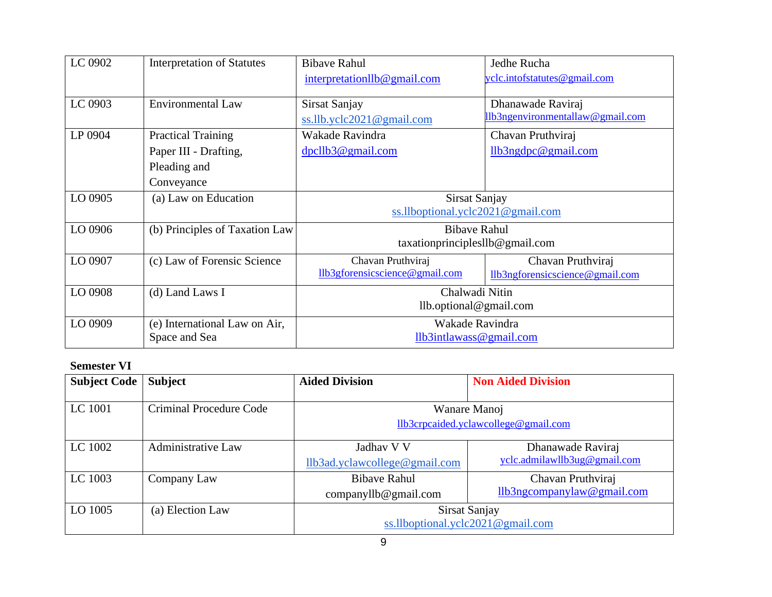| LC 0902 | Interpretation of Statutes | Bibave Rahul interpretationllb@gmail.com | Jedhe Rucha yclc.intofstatutes@gmail.com |
|---|---|---|---|
| LC 0903 | Environmental Law | Sirsat Sanjay ss.llb.yclc2021@gmail.com | Dhanawade Raviraj llb3ngenvironmentallaw@gmail.com |
| LP 0904 | Practical Training Paper III - Drafting, Pleading and Conveyance | Wakade Ravindra dpcllb3@gmail.com | Chavan Pruthviraj llb3ngdpc@gmail.com |
| LO 0905 | (a) Law on Education | Sirsat Sanjay ss.lloptional.yclc2021@gmail.com | |
| LO 0906 | (b) Principles of Taxation Law | Bibave Rahul taxationprinciplesllb@gmail.com | |
| LO 0907 | (c) Law of Forensic Science | Chavan Pruthviraj llb3gforensicscience@gmail.com | Chavan Pruthviraj llb3ngforensicscience@gmail.com |
| LO 0908 | (d) Land Laws I | Chalwadi Nitin llb.optional@gmail.com | |
| LO 0909 | (e) International Law on Air, Space and Sea | Wakade Ravindra llb3intlawass@gmail.com | |

**Semester VI**

| Subject Code | Subject | Aided Division | Non Aided Division |
|---|---|---|---|
| LC 1001 | Criminal Procedure Code | Wanare Manoj llb3crpcaided.yclawcollege@gmail.com | |
| LC 1002 | Administrative Law | Jadhav V V llb3ad.yclawcollege@gmail.com | Dhanawade Raviraj yclc.admilawllb3ug@gmail.com |
| LC 1003 | Company Law | Bibave Rahul companyllb@gmail.com | Chavan Pruthviraj llb3ngcompanylaw@gmail.com |
| LO 1005 | (a) Election Law | Sirsat Sanjay ss.llboptional.yclc2021@gmail.com | |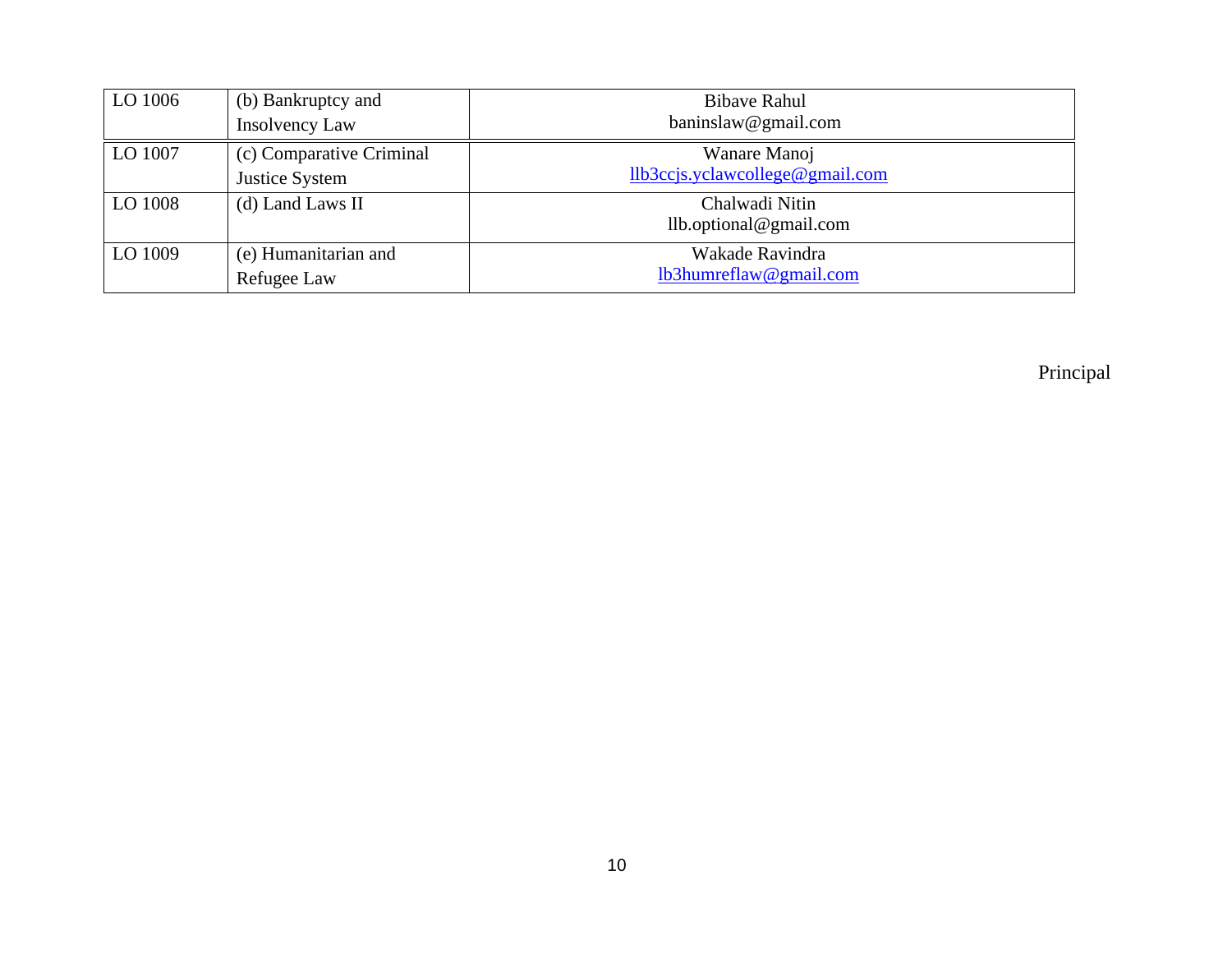| | | |
|---|---|---|
| LO 1006 | (b) Bankruptcy and Insolvency Law | Bibave Rahul<br>baninslaw@gmail.com |
| LO 1007 | (c) Comparative Criminal Justice System | Wanare Manoj<br>llb3ccjs.yclawcollege@gmail.com |
| LO 1008 | (d) Land Laws II | Chalwadi Nitin<br>llb.optional@gmail.com |
| LO 1009 | (e) Humanitarian and Refugee Law | Wakade Ravindra<br>lb3humreflaw@gmail.com |

Principal